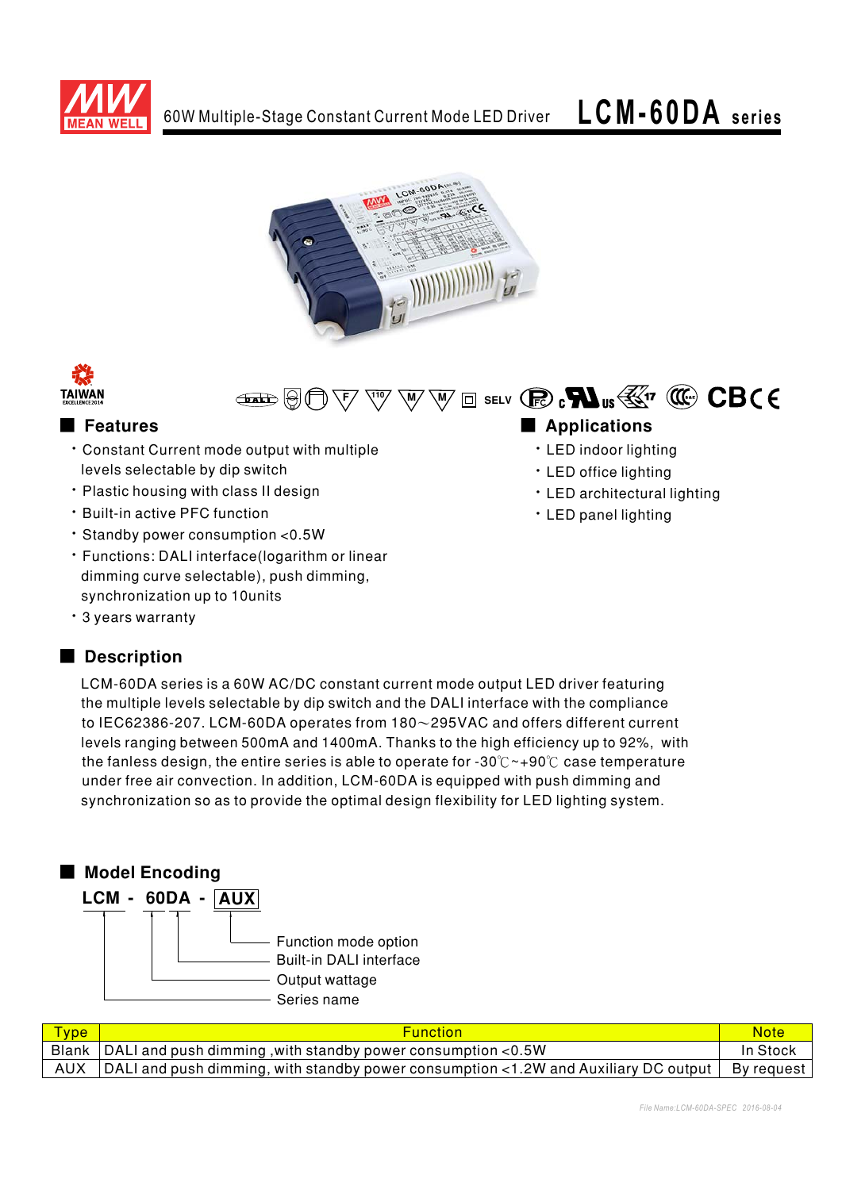# 60W Multiple-Stage Constant Current Mode LED Driver **LCM-60DA series**

## Features

- Constant Current mode output with multiple levels selectable by dip switch
- Plastic housing with class II design
- Built-in active PFC function
- Standby power consumption <0.5W
- Functions: DALI interface(logarithm or linear dimming curve selectable), push dimming, synchronization up to 10units
- 3 years warranty

## Applications

- LED indoor lighting
- LED office lighting
- LED architectural lighting
- LED panel lighting

## Description

LCM-60DA series is a 60W AC/DC constant current mode output LED driver featuring the multiple levels selectable by dip switch and the DALI interface with the compliance to IEC62386-207. LCM-60DA operates from 180～295VAC and offers different current levels ranging between 500mA and 1400mA. Thanks to the high efficiency up to 92%, with the fanless design, the entire series is able to operate for -30℃~+90℃ case temperature under free air convection. In addition, LCM-60DA is equipped with push dimming and synchronization so as to provide the optimal design flexibility for LED lighting system.

## Model Encoding

**LCM - 60DA - AUX**

- AUX: Function mode option
- DA: Built-in DALI interface
- 60: Output wattage
- LCM: Series name

| Type | Function | Note |
|---|---|---|
| Blank | DALI and push dimming ,with standby power consumption <0.5W | In Stock |
| AUX | DALI and push dimming, with standby power consumption <1.2W and Auxiliary DC output | By request |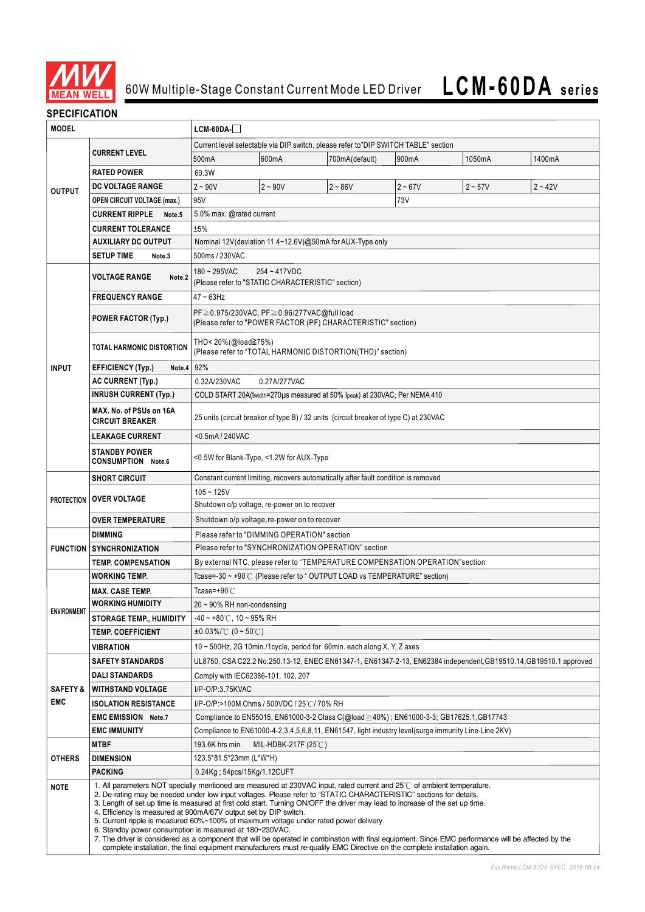# 60W Multiple-Stage Constant Current Mode LED Driver **LCM-60DA series**

## SPECIFICATION

| MODEL | | LCM-60DA-☐ | | | | | |
|---|---|---|---|---|---|---|---|
| OUTPUT | CURRENT LEVEL | Current level selectable via DIP switch, please refer to"DIP SWITCH TABLE" section | | | | | |
| | | 500mA | 600mA | 700mA(default) | 900mA | 1050mA | 1400mA |
| | RATED POWER | 60.3W | | | | | |
| | DC VOLTAGE RANGE | 2 ~ 90V | 2 ~ 90V | 2 ~ 86V | 2 ~ 67V | 2 ~ 57V | 2 ~ 42V |
| | OPEN CIRCUIT VOLTAGE (max.) | 95V | | | 73V | | |
| | CURRENT RIPPLE Note.5 | 5.0% max. @rated current | | | | | |
| | CURRENT TOLERANCE | ±5% | | | | | |
| | AUXILIARY DC OUTPUT | Nominal 12V(deviation 11.4~12.6V)@50mA for AUX-Type only | | | | | |
| | SETUP TIME Note.3 | 500ms / 230VAC | | | | | |
| INPUT | VOLTAGE RANGE Note.2 | 180 ~ 295VAC 254 ~ 417VDC (Please refer to "STATIC CHARACTERISTIC" section) | | | | | |
| | FREQUENCY RANGE | 47 ~ 63Hz | | | | | |
| | POWER FACTOR (Typ.) | PF≧0.975/230VAC, PF≧0.96/277VAC@full load (Please refer to "POWER FACTOR (PF) CHARACTERISTIC" section) | | | | | |
| | TOTAL HARMONIC DISTORTION | THD< 20%(@load≧75%) (Please refer to "TOTAL HARMONIC DISTORTION(THD)" section) | | | | | |
| | EFFICIENCY (Typ.) Note.4 | 92% | | | | | |
| | AC CURRENT (Typ.) | 0.32A/230VAC 0.27A/277VAC | | | | | |
| | INRUSH CURRENT (Typ.) | COLD START 20A(twidth=270μs measured at 50% Ipeak) at 230VAC; Per NEMA 410 | | | | | |
| | MAX. No. of PSUs on 16A CIRCUIT BREAKER | 25 units (circuit breaker of type B) / 32 units (circuit breaker of type C) at 230VAC | | | | | |
| | LEAKAGE CURRENT | <0.5mA / 240VAC | | | | | |
| | STANDBY POWER CONSUMPTION Note.6 | <0.5W for Blank-Type, <1.2W for AUX-Type | | | | | |
| PROTECTION | SHORT CIRCUIT | Constant current limiting, recovers automatically after fault condition is removed | | | | | |
| | OVER VOLTAGE | 105 ~ 125V | | | | | |
| | | Shutdown o/p voltage, re-power on to recover | | | | | |
| | OVER TEMPERATURE | Shutdown o/p voltage,re-power on to recover | | | | | |
| FUNCTION | DIMMING | Please refer to "DIMMING OPERATION" section | | | | | |
| | SYNCHRONIZATION | Please refer to "SYNCHRONIZATION OPERATION" section | | | | | |
| | TEMP. COMPENSATION | By external NTC, please refer to "TEMPERATURE COMPENSATION OPERATION"section | | | | | |
| ENVIRONMENT | WORKING TEMP. | Tcase=-30 ~ +90℃ (Please refer to " OUTPUT LOAD vs TEMPERATURE" section) | | | | | |
| | MAX. CASE TEMP. | Tcase=+90℃ | | | | | |
| | WORKING HUMIDITY | 20 ~ 90% RH non-condensing | | | | | |
| | STORAGE TEMP., HUMIDITY | -40 ~ +80℃, 10 ~ 95% RH | | | | | |
| | TEMP. COEFFICIENT | ±0.03%/℃ (0 ~ 50℃) | | | | | |
| | VIBRATION | 10 ~ 500Hz, 2G 10min./1cycle, period for 60min. each along X, Y, Z axes | | | | | |
| SAFETY & EMC | SAFETY STANDARDS | UL8750, CSA C22.2 No.250.13-12, ENEC EN61347-1, EN61347-2-13, EN62384 independent,GB19510.14,GB19510.1 approved | | | | | |
| | DALI STANDARDS | Comply with IEC62386-101, 102, 207 | | | | | |
| | WITHSTAND VOLTAGE | I/P-O/P:3.75KVAC | | | | | |
| | ISOLATION RESISTANCE | I/P-O/P:>100M Ohms / 500VDC / 25℃/ 70% RH | | | | | |
| | EMC EMISSION Note.7 | Compliance to EN55015, EN61000-3-2 Class C(@load≧40%) ; EN61000-3-3; GB17625.1,GB17743 | | | | | |
| | EMC IMMUNITY | Compliance to EN61000-4-2,3,4,5,6,8,11, EN61547, light industry level(surge immunity Line-Line 2KV) | | | | | |
| OTHERS | MTBF | 193.6K hrs min. MIL-HDBK-217F (25℃) | | | | | |
| | DIMENSION | 123.5*81.5*23mm (L*W*H) | | | | | |
| | PACKING | 0.24Kg ; 54pcs/15Kg/1.12CUFT | | | | | |

**NOTE**

1. All parameters NOT specially mentioned are measured at 230VAC input, rated current and 25℃ of ambient temperature.
2. De-rating may be needed under low input voltages. Please refer to "STATIC CHARACTERISTIC" sections for details.
3. Length of set up time is measured at first cold start. Turning ON/OFF the driver may lead to increase of the set up time.
4. Efficiency is measured at 900mA/67V output set by DIP switch.
5. Current ripple is measured 60%~100% of maximum voltage under rated power delivery.
6. Standby power consumption is measured at 180~230VAC.
7. The driver is considered as a component that will be operated in combination with final equipment. Since EMC performance will be affected by the complete installation, the final equipment manufacturers must re-qualify EMC Directive on the complete installation again.

*File Name:LCM-60DA-SPEC 2016-08-04*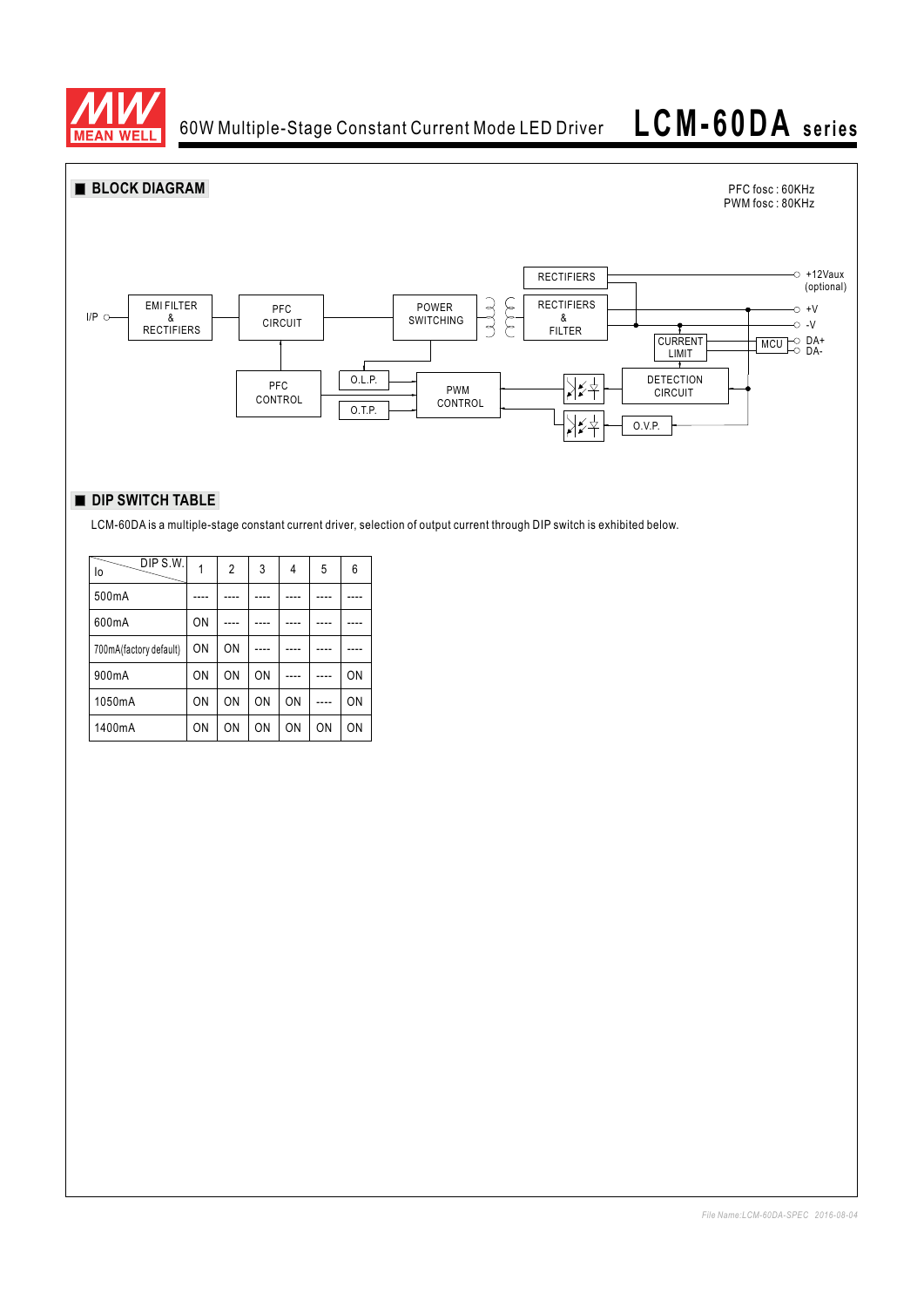## BLOCK DIAGRAM

PFC fosc : 60KHz
PWM fosc : 80KHz

I/P
EMI FILTER & RECTIFIERS
PFC CIRCUIT
POWER SWITCHING
RECTIFIERS
RECTIFIERS & FILTER
+12Vaux (optional)
+V
-V
CURRENT LIMIT
MCU
DA+
DA-
PFC CONTROL
O.L.P.
O.T.P.
PWM CONTROL
DETECTION CIRCUIT
O.V.P.

## DIP SWITCH TABLE

LCM-60DA is a multiple-stage constant current driver, selection of output current through DIP switch is exhibited below.

| Io \ DIP S.W. | 1 | 2 | 3 | 4 | 5 | 6 |
|---|---|---|---|---|---|---|
| 500mA | ---- | ---- | ---- | ---- | ---- | ---- |
| 600mA | ON | ---- | ---- | ---- | ---- | ---- |
| 700mA(factory default) | ON | ON | ---- | ---- | ---- | ---- |
| 900mA | ON | ON | ON | ---- | ---- | ON |
| 1050mA | ON | ON | ON | ON | ---- | ON |
| 1400mA | ON | ON | ON | ON | ON | ON |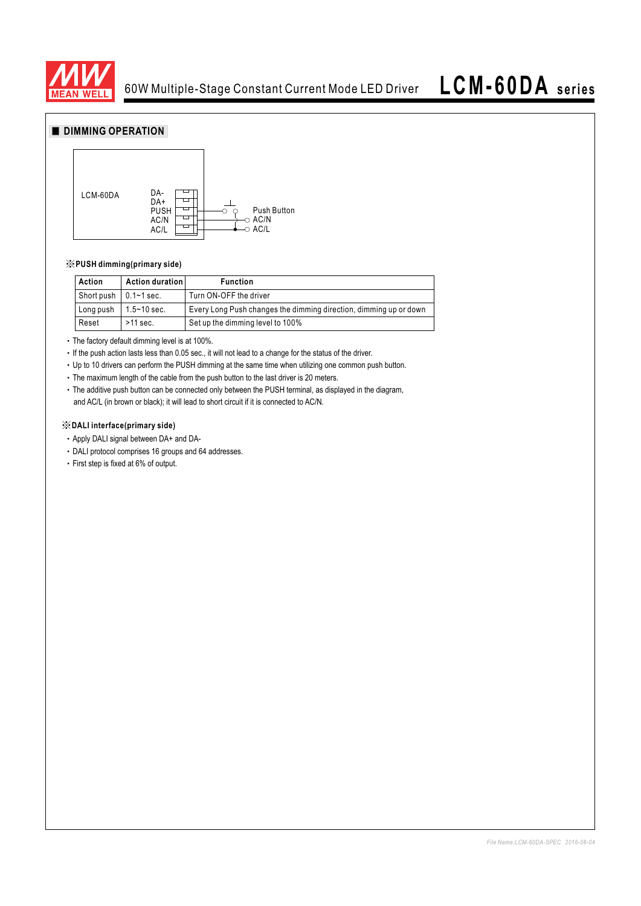## DIMMING OPERATION

LCM-60DA

DA-
DA+
PUSH
AC/N
AC/L

Push Button
AC/N
AC/L

※**PUSH dimming(primary side)**

| Action | Action duration | Function |
|---|---|---|
| Short push | 0.1~1 sec. | Turn ON-OFF the driver |
| Long push | 1.5~10 sec. | Every Long Push changes the dimming direction, dimming up or down |
| Reset | >11 sec. | Set up the dimming level to 100% |

- The factory default dimming level is at 100%.
- If the push action lasts less than 0.05 sec., it will not lead to a change for the status of the driver.
- Up to 10 drivers can perform the PUSH dimming at the same time when utilizing one common push button.
- The maximum length of the cable from the push button to the last driver is 20 meters.
- The additive push button can be connected only between the PUSH terminal, as displayed in the diagram, and AC/L (in brown or black); it will lead to short circuit if it is connected to AC/N.

※**DALI interface(primary side)**

- Apply DALI signal between DA+ and DA-
- DALI protocol comprises 16 groups and 64 addresses.
- First step is fixed at 6% of output.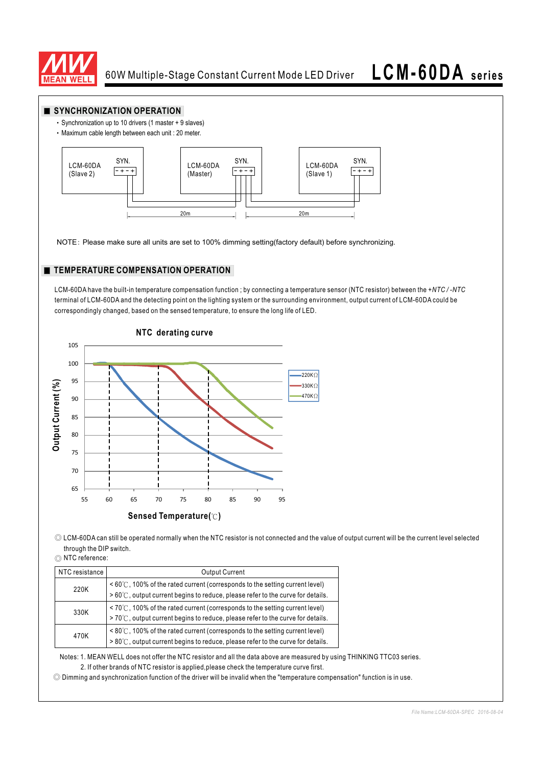## SYNCHRONIZATION OPERATION

- Synchronization up to 10 drivers (1 master + 9 slaves)
- Maximum cable length between each unit : 20 meter.

NOTE: Please make sure all units are set to 100% dimming setting(factory default) before synchronizing.

## TEMPERATURE COMPENSATION OPERATION

LCM-60DA have the built-in temperature compensation function ; by connecting a temperature sensor (NTC resistor) between the *+NTC / -NTC* terminal of LCM-60DA and the detecting point on the lighting system or the surrounding environment, output current of LCM-60DA could be correspondingly changed, based on the sensed temperature, to ensure the long life of LED.

◎ LCM-60DA can still be operated normally when the NTC resistor is not connected and the value of output current will be the current level selected through the DIP switch.

◎ NTC reference:

| NTC resistance | Output Current |
|---|---|
| 220K | < 60℃, 100% of the rated current (corresponds to the setting current level)<br>> 60℃, output current begins to reduce, please refer to the curve for details. |
| 330K | < 70℃, 100% of the rated current (corresponds to the setting current level)<br>> 70℃, output current begins to reduce, please refer to the curve for details. |
| 470K | < 80℃, 100% of the rated current (corresponds to the setting current level)<br>> 80℃, output current begins to reduce, please refer to the curve for details. |

Notes: 1. MEAN WELL does not offer the NTC resistor and all the data above are measured by using THINKING TTC03 series.
2. If other brands of NTC resistor is applied,please check the temperature curve first.

◎ Dimming and synchronization function of the driver will be invalid when the "temperature compensation" function is in use.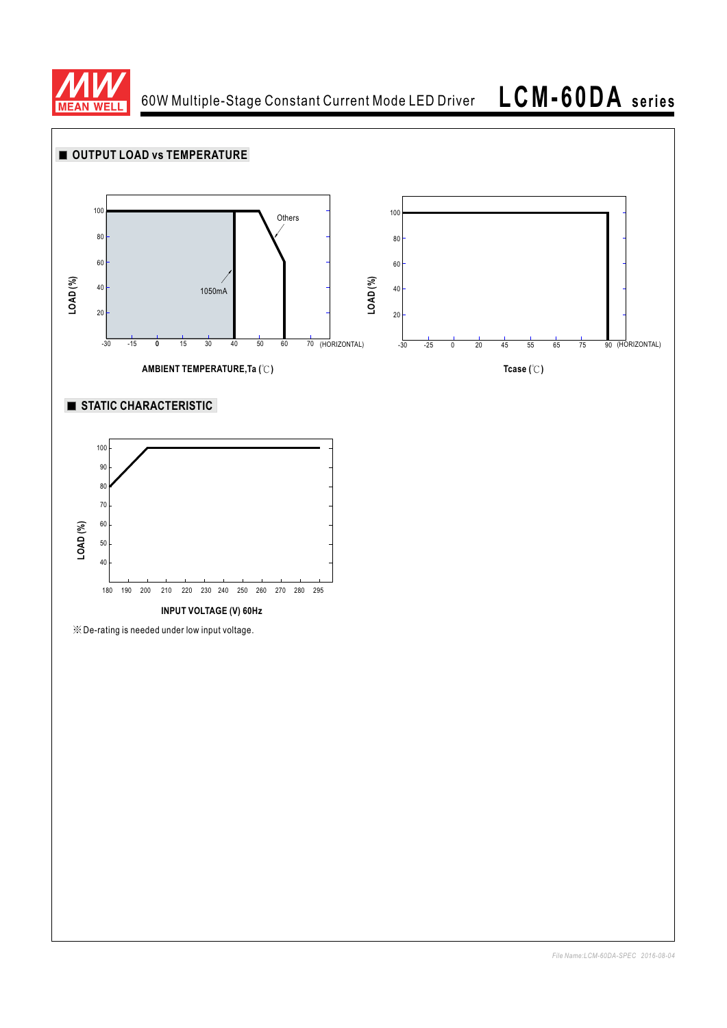## ■ OUTPUT LOAD vs TEMPERATURE

LOAD (%)

100
80
60
40
20

-30 -15 0 15 30 40 50 60 70 (HORIZONTAL)

Others

1050mA

AMBIENT TEMPERATURE,Ta (℃)

LOAD (%)

100
80
60
40
20

-30 -25 0 20 45 55 65 75 90 (HORIZONTAL)

Tcase (℃)

## ■ STATIC CHARACTERISTIC

LOAD (%)

100
90
80
70
60
50
40

180 190 200 210 220 230 240 250 260 270 280 295

INPUT VOLTAGE (V) 60Hz

※ De-rating is needed under low input voltage.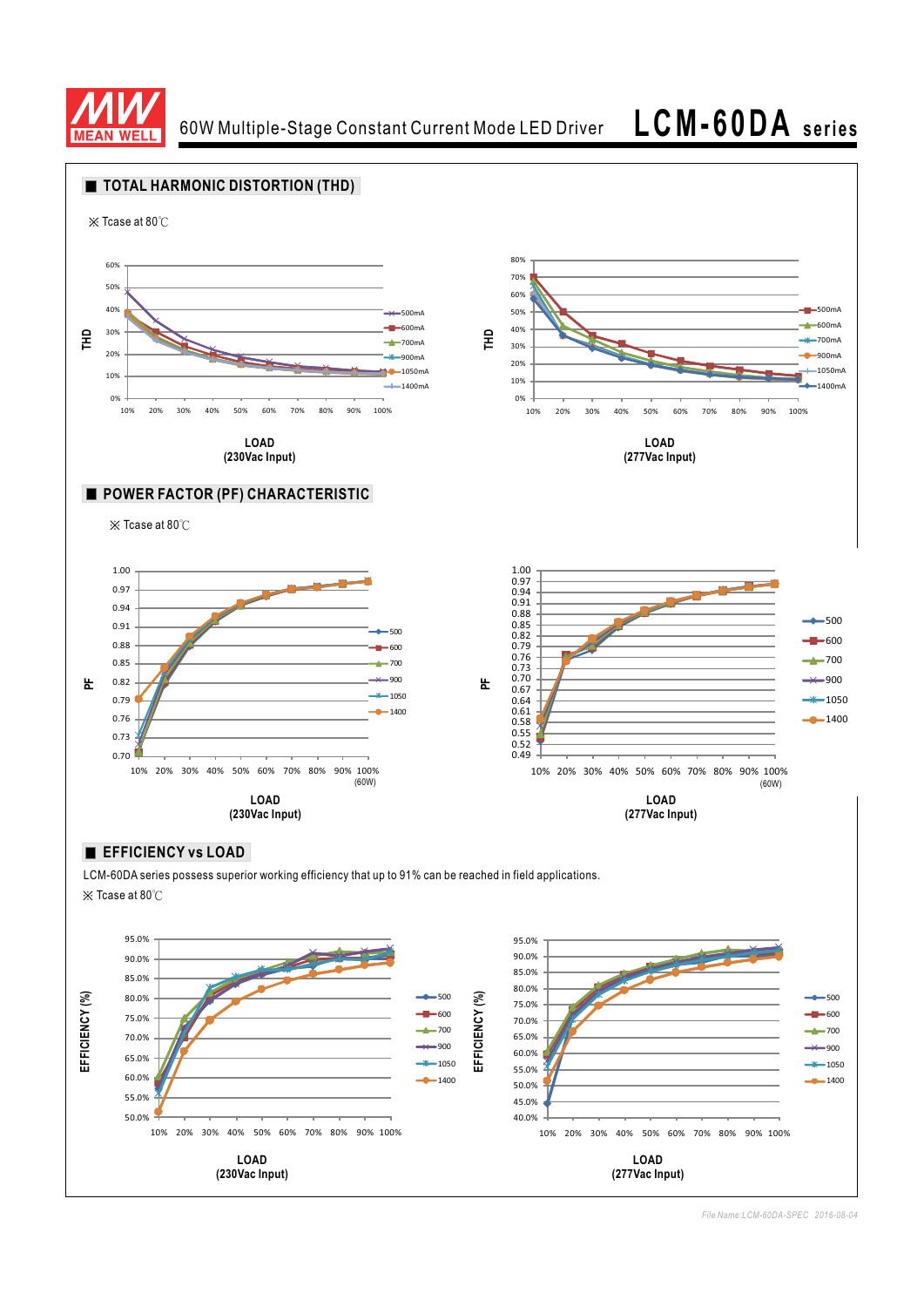## TOTAL HARMONIC DISTORTION (THD)

※ Tcase at 80℃

THD vs LOAD (230Vac Input) — curves: 500mA, 600mA, 700mA, 900mA, 1050mA, 1400mA

THD vs LOAD (277Vac Input) — curves: 500mA, 600mA, 700mA, 900mA, 1050mA, 1400mA

## POWER FACTOR (PF) CHARACTERISTIC

※ Tcase at 80℃

PF vs LOAD (230Vac Input) — curves: 500, 600, 700, 900, 1050, 1400; 100% (60W)

PF vs LOAD (277Vac Input) — curves: 500, 600, 700, 900, 1050, 1400; 100% (60W)

## EFFICIENCY vs LOAD

LCM-60DA series possess superior working efficiency that up to 91% can be reached in field applications.

※ Tcase at 80℃

EFFICIENCY (%) vs LOAD (230Vac Input) — curves: 500, 600, 700, 900, 1050, 1400

EFFICIENCY (%) vs LOAD (277Vac Input) — curves: 500, 600, 700, 900, 1050, 1400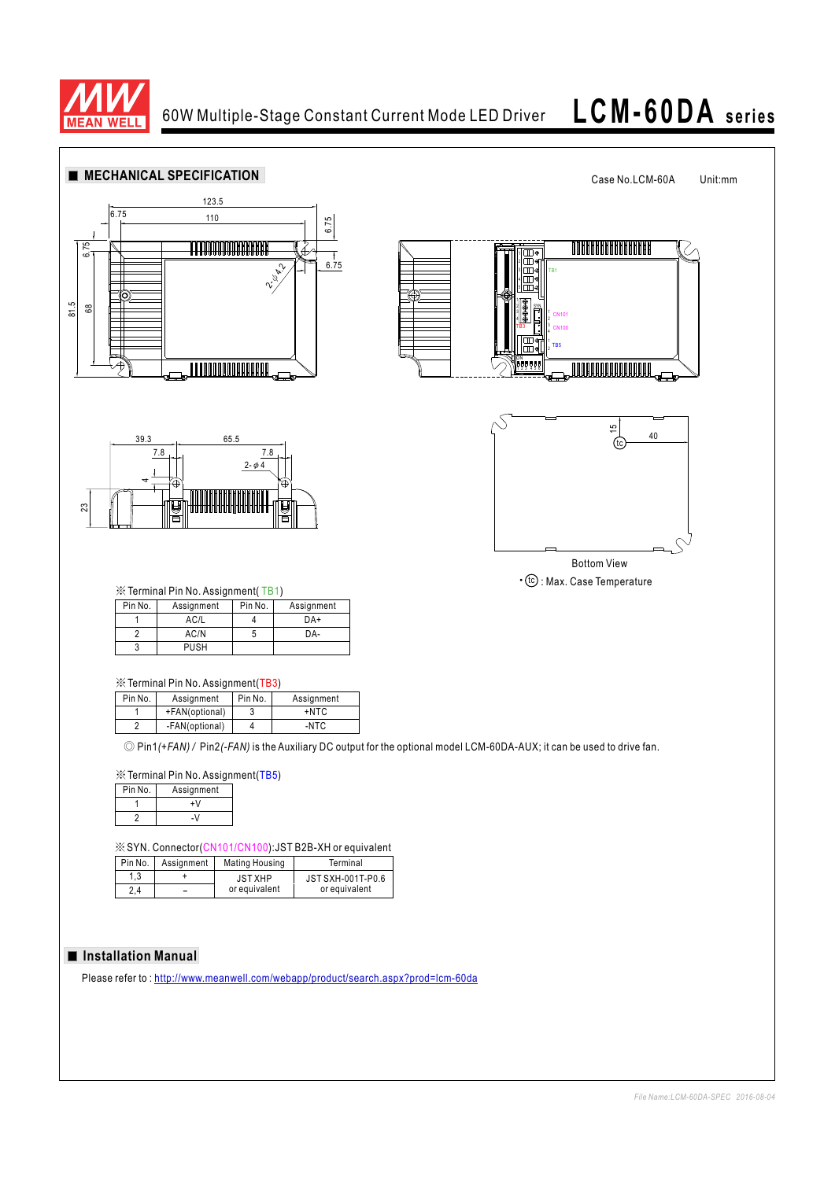## ■ MECHANICAL SPECIFICATION

Case No.LCM-60A　　Unit:mm

Bottom View

• (tc) : Max. Case Temperature

※Terminal Pin No. Assignment( TB1)

| Pin No. | Assignment | Pin No. | Assignment |
|---|---|---|---|
| 1 | AC/L | 4 | DA+ |
| 2 | AC/N | 5 | DA- |
| 3 | PUSH | | |

※Terminal Pin No. Assignment(TB3)

| Pin No. | Assignment | Pin No. | Assignment |
|---|---|---|---|
| 1 | +FAN(optional) | 3 | +NTC |
| 2 | -FAN(optional) | 4 | -NTC |

◎ Pin1*(+FAN)* / Pin2*(-FAN)* is the Auxiliary DC output for the optional model LCM-60DA-AUX; it can be used to drive fan.

※Terminal Pin No. Assignment(TB5)

| Pin No. | Assignment |
|---|---|
| 1 | +V |
| 2 | -V |

※SYN. Connector(CN101/CN100):JST B2B-XH or equivalent

| Pin No. | Assignment | Mating Housing | Terminal |
|---|---|---|---|
| 1,3 | + | JST XHP or equivalent | JST SXH-001T-P0.6 or equivalent |
| 2,4 | – | | |

## ■ Installation Manual

Please refer to : http://www.meanwell.com/webapp/product/search.aspx?prod=lcm-60da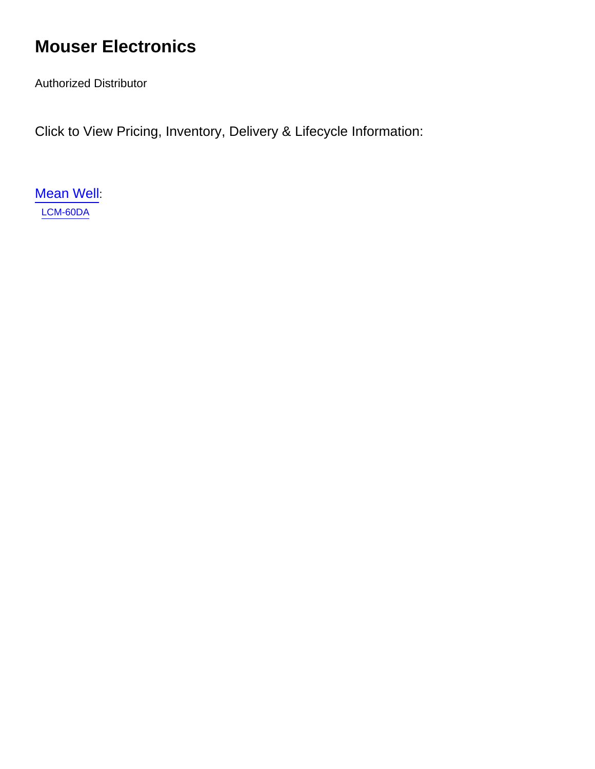# Mouser Electronics

Authorized Distributor

Click to View Pricing, Inventory, Delivery & Lifecycle Information:

Mean Well:

LCM-60DA